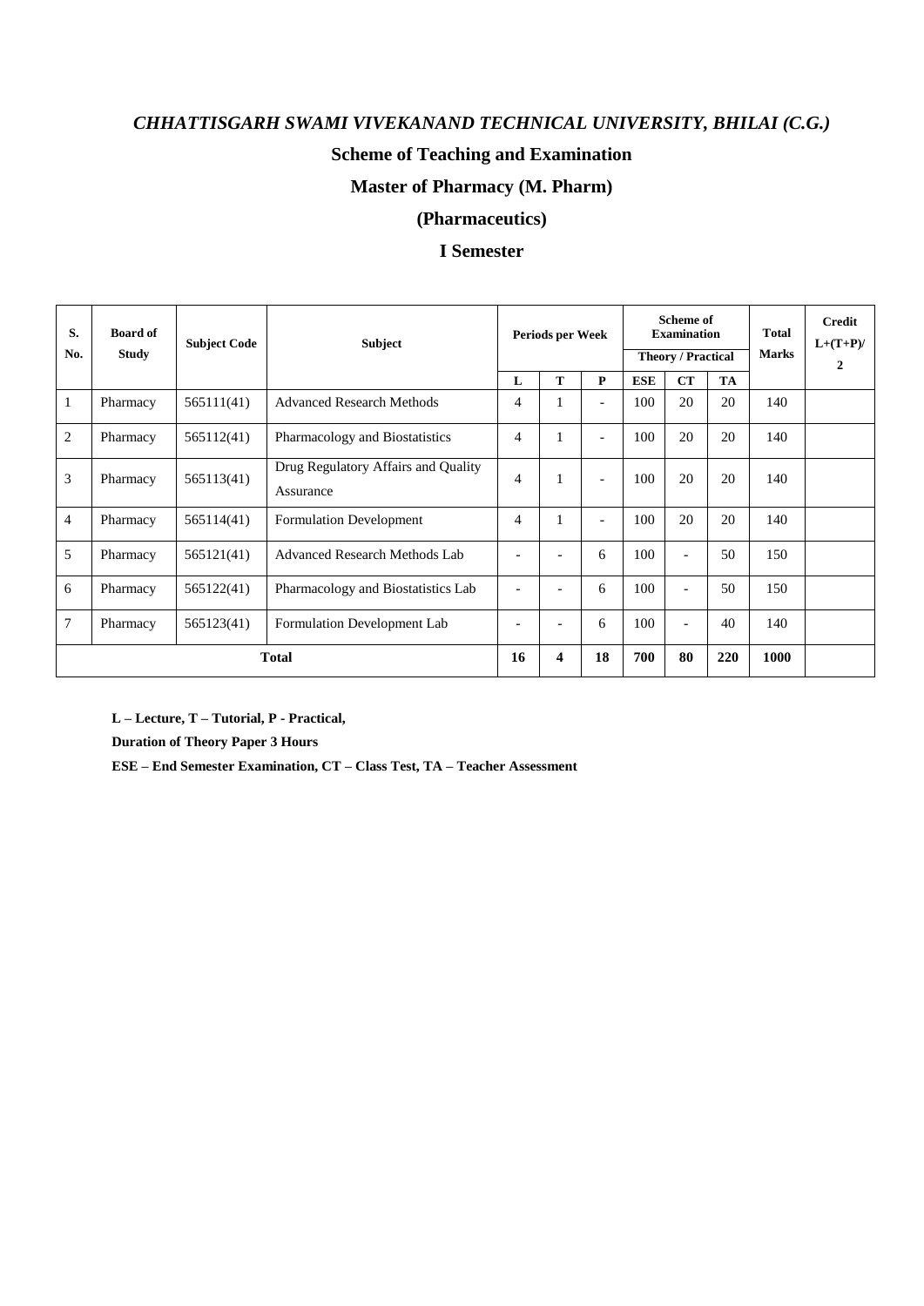*CHHATTISGARH SWAMI VIVEKANAND TECHNICAL UNIVERSITY, BHILAI (C.G.)*

**Scheme of Teaching and Examination**

**Master of Pharmacy (M. Pharm)**

**(Pharmaceutics)**

**I Semester**

| S. No. | Board of Study | Subject Code | Subject | Periods per Week | | | Scheme of Examination Theory / Practical | | | Total Marks | Credit L+(T+P)/ 2 |
|---|---|---|---|---|---|---|---|---|---|---|---|
| | | | | L | T | P | ESE | CT | TA | | |
| 1 | Pharmacy | 565111(41) | Advanced Research Methods | 4 | 1 | - | 100 | 20 | 20 | 140 | |
| 2 | Pharmacy | 565112(41) | Pharmacology and Biostatistics | 4 | 1 | - | 100 | 20 | 20 | 140 | |
| 3 | Pharmacy | 565113(41) | Drug Regulatory Affairs and Quality Assurance | 4 | 1 | - | 100 | 20 | 20 | 140 | |
| 4 | Pharmacy | 565114(41) | Formulation Development | 4 | 1 | - | 100 | 20 | 20 | 140 | |
| 5 | Pharmacy | 565121(41) | Advanced Research Methods Lab | - | - | 6 | 100 | - | 50 | 150 | |
| 6 | Pharmacy | 565122(41) | Pharmacology and Biostatistics Lab | - | - | 6 | 100 | - | 50 | 150 | |
| 7 | Pharmacy | 565123(41) | Formulation Development Lab | - | - | 6 | 100 | - | 40 | 140 | |
| **Total** | | | | **16** | **4** | **18** | **700** | **80** | **220** | **1000** | |

**L – Lecture, T – Tutorial, P - Practical,**

**Duration of Theory Paper 3 Hours**

**ESE – End Semester Examination, CT – Class Test, TA – Teacher Assessment**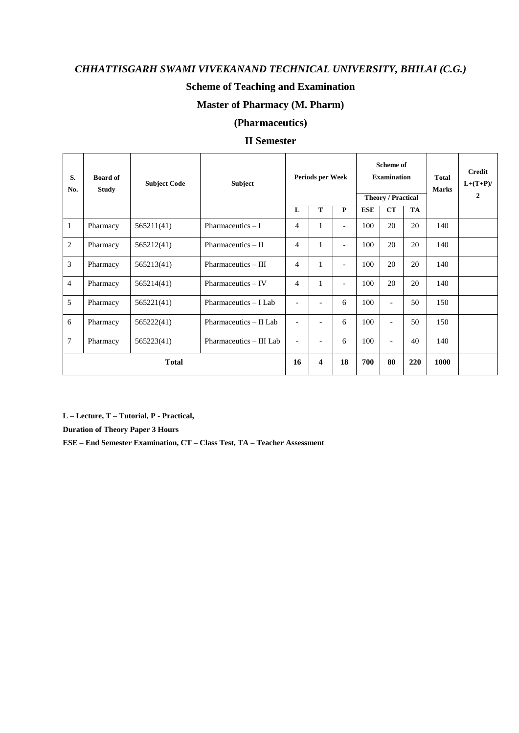## *CHHATTISGARH SWAMI VIVEKANAND TECHNICAL UNIVERSITY, BHILAI (C.G.)*

### Scheme of Teaching and Examination

### Master of Pharmacy (M. Pharm)

### (Pharmaceutics)

### II Semester

| S. No. | Board of Study | Subject Code | Subject | Periods per Week | | | Scheme of Examination | | | Total Marks | Credit L+(T+P)/2 |
|---|---|---|---|---|---|---|---|---|---|---|---|
| | | | | | | | Theory / Practical | | | | |
| | | | | L | T | P | ESE | CT | TA | | |
| 1 | Pharmacy | 565211(41) | Pharmaceutics – I | 4 | 1 | - | 100 | 20 | 20 | 140 | |
| 2 | Pharmacy | 565212(41) | Pharmaceutics – II | 4 | 1 | - | 100 | 20 | 20 | 140 | |
| 3 | Pharmacy | 565213(41) | Pharmaceutics – III | 4 | 1 | - | 100 | 20 | 20 | 140 | |
| 4 | Pharmacy | 565214(41) | Pharmaceutics – IV | 4 | 1 | - | 100 | 20 | 20 | 140 | |
| 5 | Pharmacy | 565221(41) | Pharmaceutics – I Lab | - | - | 6 | 100 | - | 50 | 150 | |
| 6 | Pharmacy | 565222(41) | Pharmaceutics – II Lab | - | - | 6 | 100 | - | 50 | 150 | |
| 7 | Pharmacy | 565223(41) | Pharmaceutics – III Lab | - | - | 6 | 100 | - | 40 | 140 | |
| **Total** | | | | **16** | **4** | **18** | **700** | **80** | **220** | **1000** | |

**L – Lecture, T – Tutorial, P - Practical,**

**Duration of Theory Paper 3 Hours**

**ESE – End Semester Examination, CT – Class Test, TA – Teacher Assessment**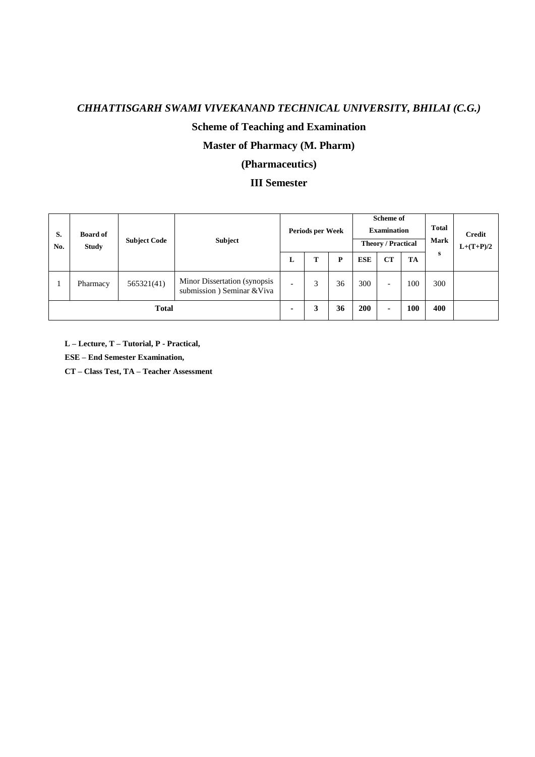*CHHATTISGARH SWAMI VIVEKANAND TECHNICAL UNIVERSITY, BHILAI (C.G.)*

**Scheme of Teaching and Examination**

**Master of Pharmacy (M. Pharm)**

**(Pharmaceutics)**

**III Semester**

| S. No. | Board of Study | Subject Code | Subject | Periods per Week | | | Scheme of Examination Theory / Practical | | | Total Marks | Credit L+(T+P)/2 |
|---|---|---|---|---|---|---|---|---|---|---|---|
| | | | | L | T | P | ESE | CT | TA | | |
| 1 | Pharmacy | 565321(41) | Minor Dissertation (synopsis submission ) Seminar &Viva | - | 3 | 36 | 300 | - | 100 | 300 | |
| **Total** | | | | **-** | **3** | **36** | **200** | **-** | **100** | **400** | |

**L – Lecture, T – Tutorial, P - Practical,**

**ESE – End Semester Examination,**

**CT – Class Test, TA – Teacher Assessment**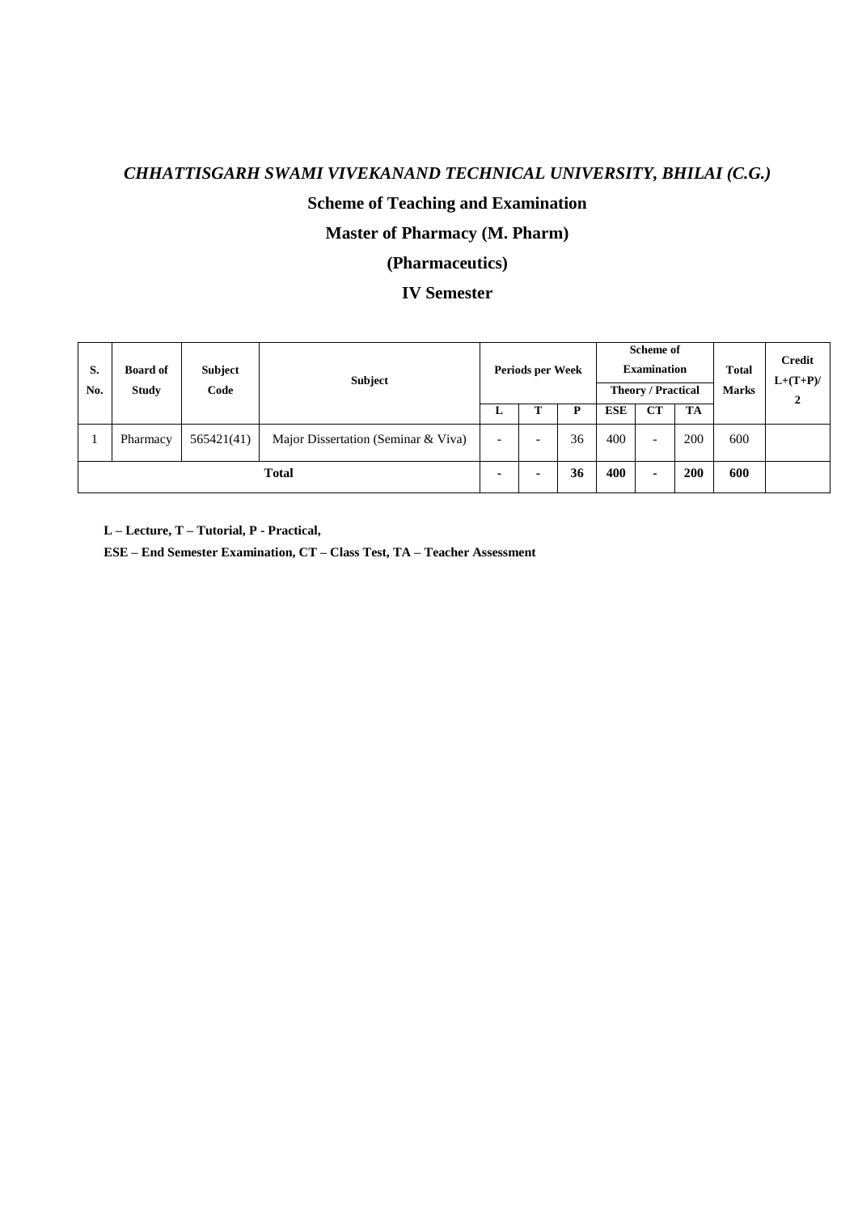*CHHATTISGARH SWAMI VIVEKANAND TECHNICAL UNIVERSITY, BHILAI (C.G.)*

**Scheme of Teaching and Examination**

**Master of Pharmacy (M. Pharm)**

**(Pharmaceutics)**

**IV Semester**

| S. No. | Board of Study | Subject Code | Subject | Periods per Week | | | Scheme of Examination Theory / Practical | | | Total Marks | Credit L+(T+P)/ 2 |
|---|---|---|---|---|---|---|---|---|---|---|---|
| | | | | L | T | P | ESE | CT | TA | | |
| 1 | Pharmacy | 565421(41) | Major Dissertation (Seminar & Viva) | - | - | 36 | 400 | - | 200 | 600 | |
| **Total** | | | | **-** | **-** | **36** | **400** | **-** | **200** | **600** | |

**L – Lecture, T – Tutorial, P - Practical,**

**ESE – End Semester Examination, CT – Class Test, TA – Teacher Assessment**